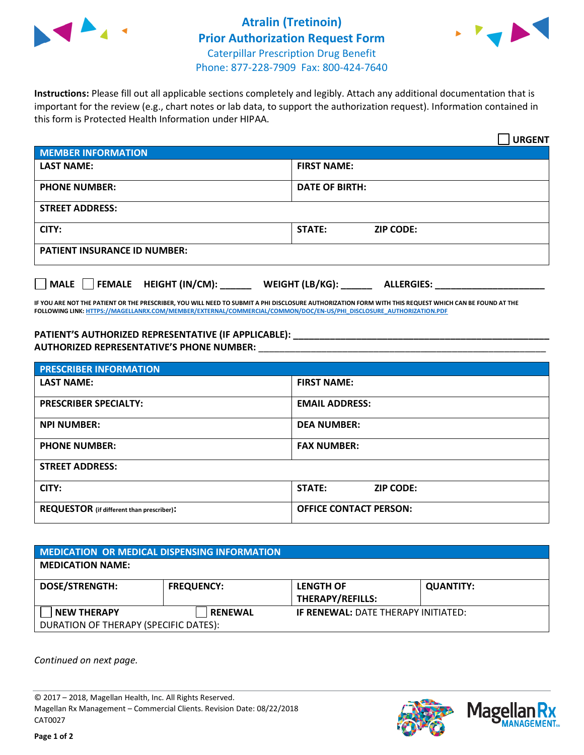# Atralin (Tretinoin) Prior Authorization Request Form

Caterpillar Prescription Drug Benefit
Phone: 877-228-7909 Fax: 800-424-7640

**Instructions:** Please fill out all applicable sections completely and legibly. Attach any additional documentation that is important for the review (e.g., chart notes or lab data, to support the authorization request). Information contained in this form is Protected Health Information under HIPAA.

☐ **URGENT**

| MEMBER INFORMATION | |
|---|---|
| **LAST NAME:** | **FIRST NAME:** |
| **PHONE NUMBER:** | **DATE OF BIRTH:** |
| **STREET ADDRESS:** | |
| **CITY:** | **STATE:** **ZIP CODE:** |
| **PATIENT INSURANCE ID NUMBER:** | |

☐ **MALE** ☐ **FEMALE** **HEIGHT (IN/CM):** ______ **WEIGHT (LB/KG):** ______ **ALLERGIES:** ____________________

**IF YOU ARE NOT THE PATIENT OR THE PRESCRIBER, YOU WILL NEED TO SUBMIT A PHI DISCLOSURE AUTHORIZATION FORM WITH THIS REQUEST WHICH CAN BE FOUND AT THE FOLLOWING LINK:** HTTPS://MAGELLANRX.COM/MEMBER/EXTERNAL/COMMERCIAL/COMMON/DOC/EN-US/PHI_DISCLOSURE_AUTHORIZATION.PDF

**PATIENT'S AUTHORIZED REPRESENTATIVE (IF APPLICABLE):** ____________________
**AUTHORIZED REPRESENTATIVE'S PHONE NUMBER:** ____________________

| PRESCRIBER INFORMATION | |
|---|---|
| **LAST NAME:** | **FIRST NAME:** |
| **PRESCRIBER SPECIALTY:** | **EMAIL ADDRESS:** |
| **NPI NUMBER:** | **DEA NUMBER:** |
| **PHONE NUMBER:** | **FAX NUMBER:** |
| **STREET ADDRESS:** | |
| **CITY:** | **STATE:** **ZIP CODE:** |
| **REQUESTOR** (if different than prescriber)**:** | **OFFICE CONTACT PERSON:** |

| MEDICATION OR MEDICAL DISPENSING INFORMATION | | | |
|---|---|---|---|
| **MEDICATION NAME:** | | | |
| **DOSE/STRENGTH:** | **FREQUENCY:** | **LENGTH OF THERAPY/REFILLS:** | **QUANTITY:** |
| ☐ **NEW THERAPY** | ☐ **RENEWAL** | **IF RENEWAL:** DATE THERAPY INITIATED: | |
| DURATION OF THERAPY (SPECIFIC DATES): | | | |

*Continued on next page.*

© 2017 – 2018, Magellan Health, Inc. All Rights Reserved.
Magellan Rx Management – Commercial Clients. Revision Date: 08/22/2018
CAT0027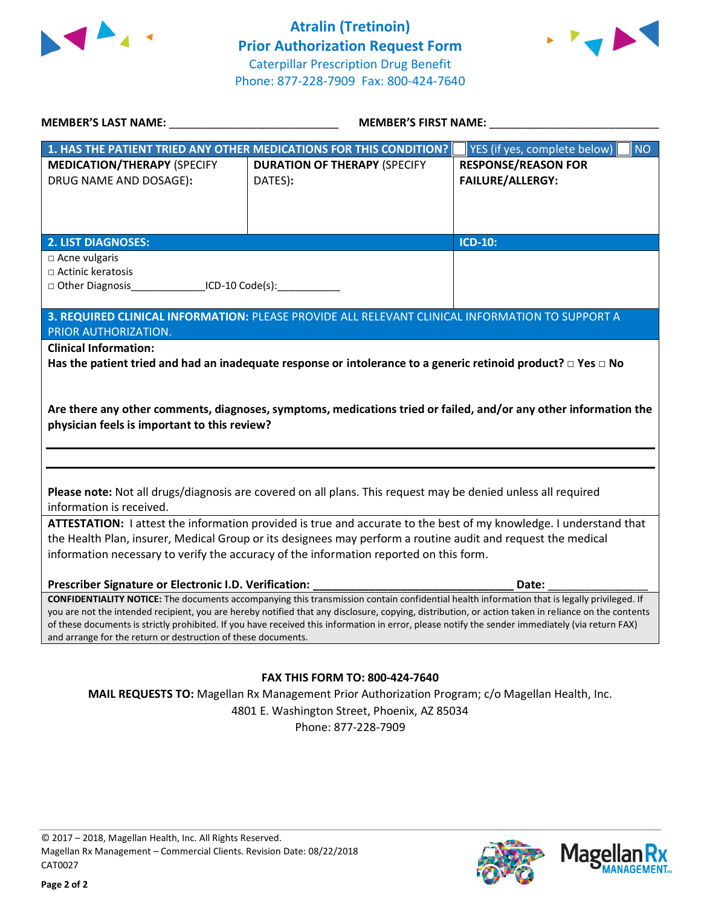# Atralin (Tretinoin)
## Prior Authorization Request Form

Caterpillar Prescription Drug Benefit
Phone: 877-228-7909 Fax: 800-424-7640

**MEMBER'S LAST NAME:** ___________________________ **MEMBER'S FIRST NAME:** ___________________________

| **1. HAS THE PATIENT TRIED ANY OTHER MEDICATIONS FOR THIS CONDITION?** | | ☐ YES (if yes, complete below) ☐ NO |
|---|---|---|
| **MEDICATION/THERAPY** (SPECIFY DRUG NAME AND DOSAGE): | **DURATION OF THERAPY** (SPECIFY DATES): | **RESPONSE/REASON FOR FAILURE/ALLERGY:** |
| | | |

| **2. LIST DIAGNOSES:** | **ICD-10:** |
|---|---|
| □ Acne vulgaris<br>□ Actinic keratosis<br>□ Other Diagnosis_____________ICD-10 Code(s):___________ | |

**3. REQUIRED CLINICAL INFORMATION:** PLEASE PROVIDE ALL RELEVANT CLINICAL INFORMATION TO SUPPORT A PRIOR AUTHORIZATION.

**Clinical Information:**

**Has the patient tried and had an inadequate response or intolerance to a generic retinoid product?** □ **Yes** □ **No**

**Are there any other comments, diagnoses, symptoms, medications tried or failed, and/or any other information the physician feels is important to this review?**

______________________________________________________________________

______________________________________________________________________

**Please note:** Not all drugs/diagnosis are covered on all plans. This request may be denied unless all required information is received.

**ATTESTATION:** I attest the information provided is true and accurate to the best of my knowledge. I understand that the Health Plan, insurer, Medical Group or its designees may perform a routine audit and request the medical information necessary to verify the accuracy of the information reported on this form.

**Prescriber Signature or Electronic I.D. Verification:** _________________________________ **Date:** ________________

**CONFIDENTIALITY NOTICE:** The documents accompanying this transmission contain confidential health information that is legally privileged. If you are not the intended recipient, you are hereby notified that any disclosure, copying, distribution, or action taken in reliance on the contents of these documents is strictly prohibited. If you have received this information in error, please notify the sender immediately (via return FAX) and arrange for the return or destruction of these documents.

**FAX THIS FORM TO: 800-424-7640**

**MAIL REQUESTS TO:** Magellan Rx Management Prior Authorization Program; c/o Magellan Health, Inc.
4801 E. Washington Street, Phoenix, AZ 85034
Phone: 877-228-7909

© 2017 – 2018, Magellan Health, Inc. All Rights Reserved.
Magellan Rx Management – Commercial Clients. Revision Date: 08/22/2018
CAT0027